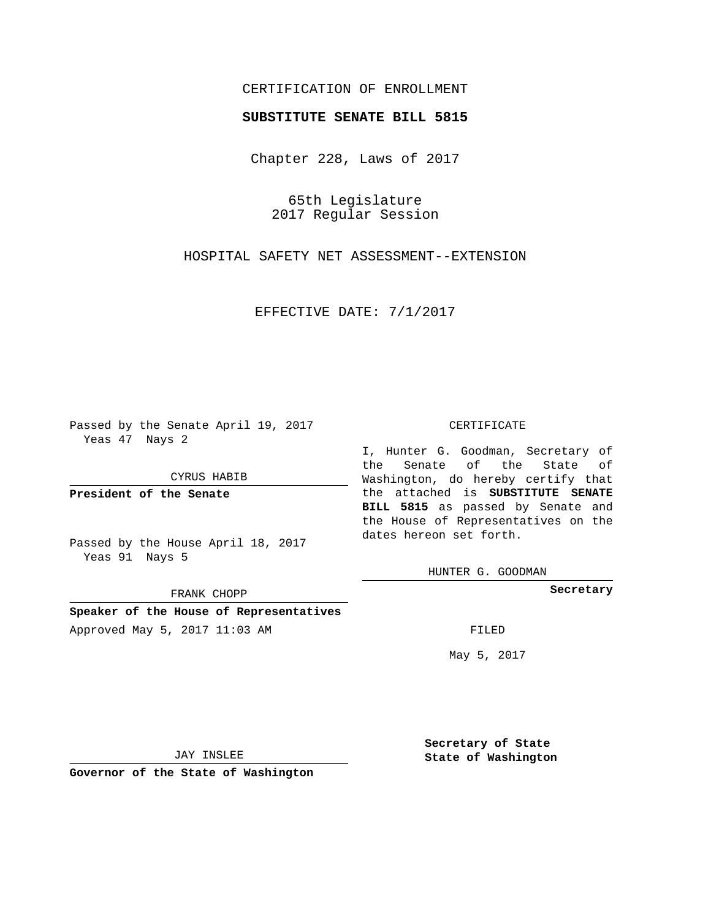# CERTIFICATION OF ENROLLMENT

## SUBSTITUTE SENATE BILL 5815

Chapter 228, Laws of 2017

65th Legislature
2017 Regular Session

HOSPITAL SAFETY NET ASSESSMENT--EXTENSION

EFFECTIVE DATE: 7/1/2017

Passed by the Senate April 19, 2017
Yeas 47 Nays 2

CYRUS HABIB

**President of the Senate**

Passed by the House April 18, 2017
Yeas 91 Nays 5

FRANK CHOPP

**Speaker of the House of Representatives**

Approved May 5, 2017 11:03 AM

JAY INSLEE

**Governor of the State of Washington**

CERTIFICATE

I, Hunter G. Goodman, Secretary of the Senate of the State of Washington, do hereby certify that the attached is **SUBSTITUTE SENATE BILL 5815** as passed by Senate and the House of Representatives on the dates hereon set forth.

HUNTER G. GOODMAN

**Secretary**

FILED

May 5, 2017

**Secretary of State**
**State of Washington**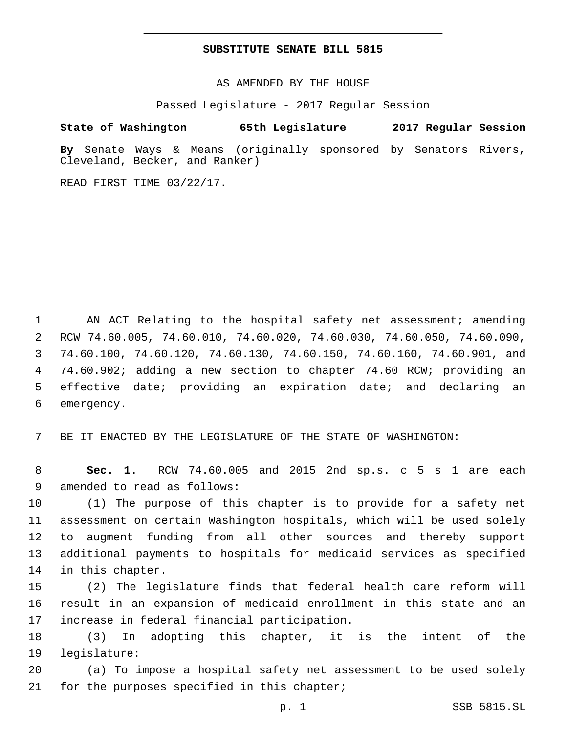# SUBSTITUTE SENATE BILL 5815

AS AMENDED BY THE HOUSE

Passed Legislature - 2017 Regular Session

**State of Washington 65th Legislature 2017 Regular Session**

**By** Senate Ways & Means (originally sponsored by Senators Rivers, Cleveland, Becker, and Ranker)

READ FIRST TIME 03/22/17.

1 AN ACT Relating to the hospital safety net assessment; amending
2 RCW 74.60.005, 74.60.010, 74.60.020, 74.60.030, 74.60.050, 74.60.090,
3 74.60.100, 74.60.120, 74.60.130, 74.60.150, 74.60.160, 74.60.901, and
4 74.60.902; adding a new section to chapter 74.60 RCW; providing an
5 effective date; providing an expiration date; and declaring an
6 emergency.

7 BE IT ENACTED BY THE LEGISLATURE OF THE STATE OF WASHINGTON:

8 **Sec. 1.** RCW 74.60.005 and 2015 2nd sp.s. c 5 s 1 are each
9 amended to read as follows:

10 (1) The purpose of this chapter is to provide for a safety net
11 assessment on certain Washington hospitals, which will be used solely
12 to augment funding from all other sources and thereby support
13 additional payments to hospitals for medicaid services as specified
14 in this chapter.

15 (2) The legislature finds that federal health care reform will
16 result in an expansion of medicaid enrollment in this state and an
17 increase in federal financial participation.

18 (3) In adopting this chapter, it is the intent of the
19 legislature:

20 (a) To impose a hospital safety net assessment to be used solely
21 for the purposes specified in this chapter;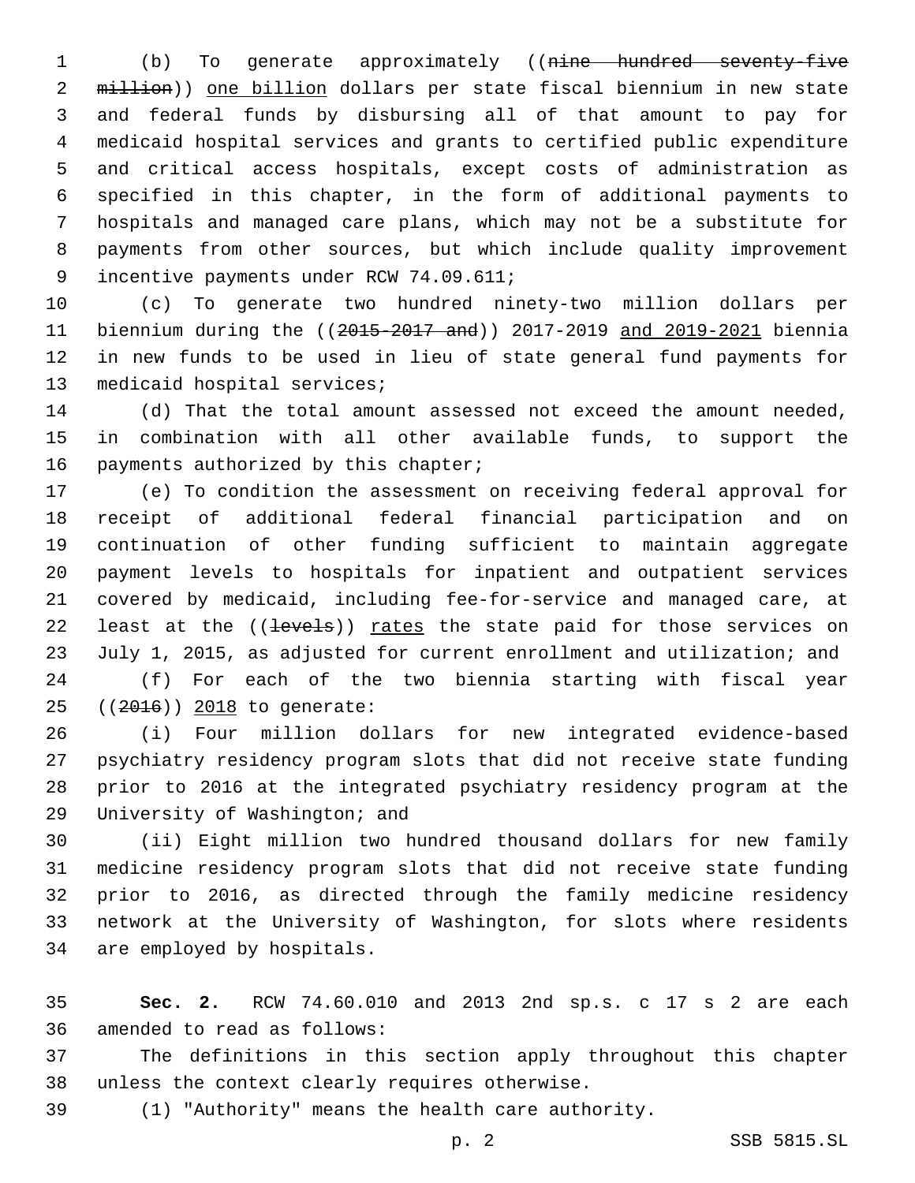(b) To generate approximately ((~~nine hundred seventy-five million~~)) <u>one billion</u> dollars per state fiscal biennium in new state and federal funds by disbursing all of that amount to pay for medicaid hospital services and grants to certified public expenditure and critical access hospitals, except costs of administration as specified in this chapter, in the form of additional payments to hospitals and managed care plans, which may not be a substitute for payments from other sources, but which include quality improvement incentive payments under RCW 74.09.611;

(c) To generate two hundred ninety-two million dollars per biennium during the ((~~2015-2017 and~~)) 2017-2019 <u>and 2019-2021</u> biennia in new funds to be used in lieu of state general fund payments for medicaid hospital services;

(d) That the total amount assessed not exceed the amount needed, in combination with all other available funds, to support the payments authorized by this chapter;

(e) To condition the assessment on receiving federal approval for receipt of additional federal financial participation and on continuation of other funding sufficient to maintain aggregate payment levels to hospitals for inpatient and outpatient services covered by medicaid, including fee-for-service and managed care, at least at the ((~~levels~~)) <u>rates</u> the state paid for those services on July 1, 2015, as adjusted for current enrollment and utilization; and

(f) For each of the two biennia starting with fiscal year ((~~2016~~)) <u>2018</u> to generate:

(i) Four million dollars for new integrated evidence-based psychiatry residency program slots that did not receive state funding prior to 2016 at the integrated psychiatry residency program at the University of Washington; and

(ii) Eight million two hundred thousand dollars for new family medicine residency program slots that did not receive state funding prior to 2016, as directed through the family medicine residency network at the University of Washington, for slots where residents are employed by hospitals.

**Sec. 2.** RCW 74.60.010 and 2013 2nd sp.s. c 17 s 2 are each amended to read as follows:

The definitions in this section apply throughout this chapter unless the context clearly requires otherwise.

(1) "Authority" means the health care authority.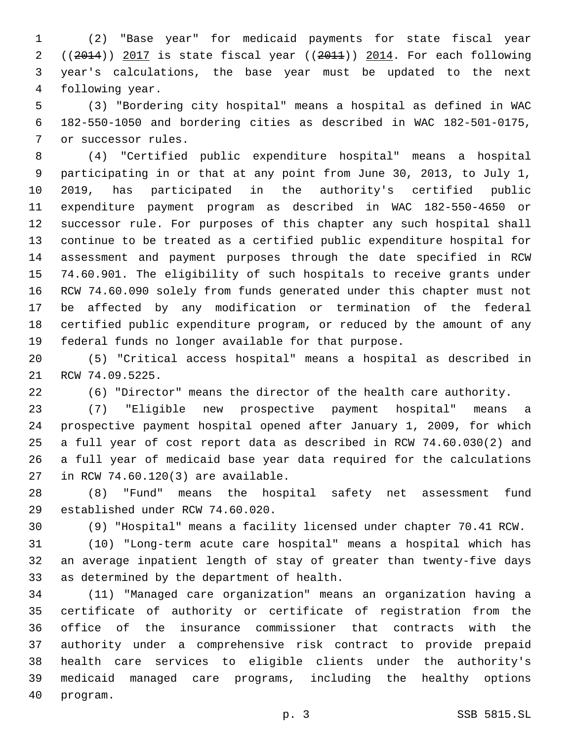(2) "Base year" for medicaid payments for state fiscal year ((~~2014~~)) 2017 is state fiscal year ((~~2011~~)) 2014. For each following year's calculations, the base year must be updated to the next following year.

(3) "Bordering city hospital" means a hospital as defined in WAC 182-550-1050 and bordering cities as described in WAC 182-501-0175, or successor rules.

(4) "Certified public expenditure hospital" means a hospital participating in or that at any point from June 30, 2013, to July 1, 2019, has participated in the authority's certified public expenditure payment program as described in WAC 182-550-4650 or successor rule. For purposes of this chapter any such hospital shall continue to be treated as a certified public expenditure hospital for assessment and payment purposes through the date specified in RCW 74.60.901. The eligibility of such hospitals to receive grants under RCW 74.60.090 solely from funds generated under this chapter must not be affected by any modification or termination of the federal certified public expenditure program, or reduced by the amount of any federal funds no longer available for that purpose.

(5) "Critical access hospital" means a hospital as described in RCW 74.09.5225.

(6) "Director" means the director of the health care authority.

(7) "Eligible new prospective payment hospital" means a prospective payment hospital opened after January 1, 2009, for which a full year of cost report data as described in RCW 74.60.030(2) and a full year of medicaid base year data required for the calculations in RCW 74.60.120(3) are available.

(8) "Fund" means the hospital safety net assessment fund established under RCW 74.60.020.

(9) "Hospital" means a facility licensed under chapter 70.41 RCW.

(10) "Long-term acute care hospital" means a hospital which has an average inpatient length of stay of greater than twenty-five days as determined by the department of health.

(11) "Managed care organization" means an organization having a certificate of authority or certificate of registration from the office of the insurance commissioner that contracts with the authority under a comprehensive risk contract to provide prepaid health care services to eligible clients under the authority's medicaid managed care programs, including the healthy options program.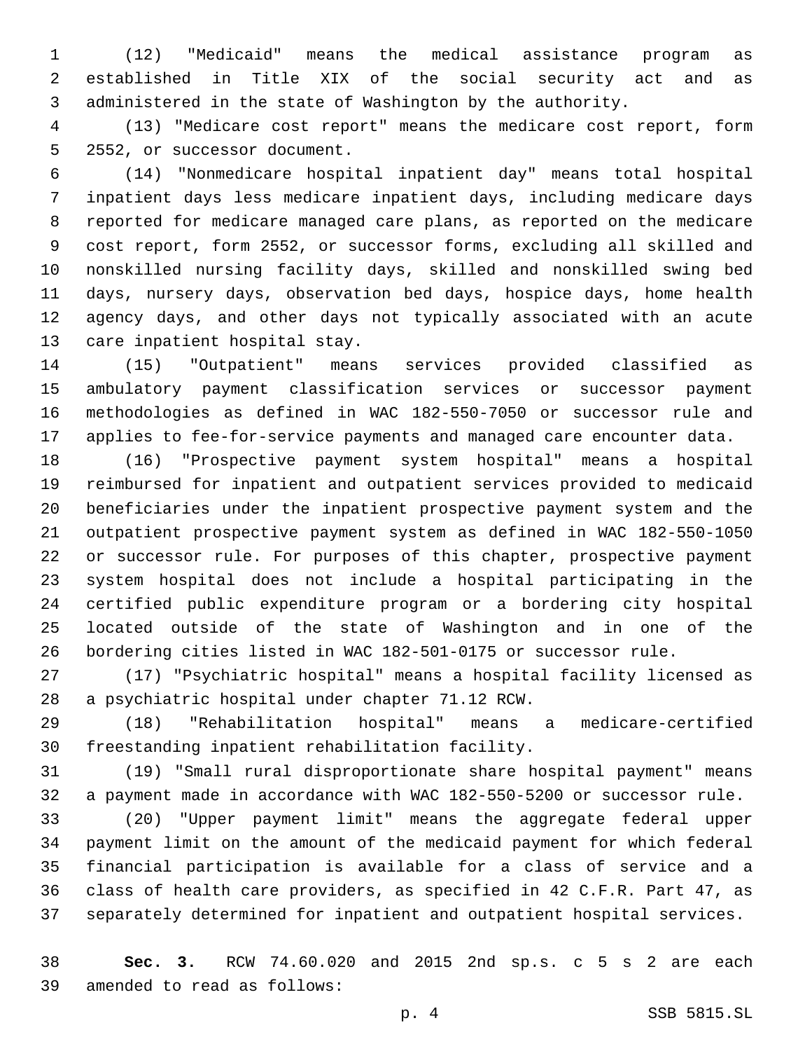(12) "Medicaid" means the medical assistance program as established in Title XIX of the social security act and as administered in the state of Washington by the authority.

(13) "Medicare cost report" means the medicare cost report, form 2552, or successor document.

(14) "Nonmedicare hospital inpatient day" means total hospital inpatient days less medicare inpatient days, including medicare days reported for medicare managed care plans, as reported on the medicare cost report, form 2552, or successor forms, excluding all skilled and nonskilled nursing facility days, skilled and nonskilled swing bed days, nursery days, observation bed days, hospice days, home health agency days, and other days not typically associated with an acute care inpatient hospital stay.

(15) "Outpatient" means services provided classified as ambulatory payment classification services or successor payment methodologies as defined in WAC 182-550-7050 or successor rule and applies to fee-for-service payments and managed care encounter data.

(16) "Prospective payment system hospital" means a hospital reimbursed for inpatient and outpatient services provided to medicaid beneficiaries under the inpatient prospective payment system and the outpatient prospective payment system as defined in WAC 182-550-1050 or successor rule. For purposes of this chapter, prospective payment system hospital does not include a hospital participating in the certified public expenditure program or a bordering city hospital located outside of the state of Washington and in one of the bordering cities listed in WAC 182-501-0175 or successor rule.

(17) "Psychiatric hospital" means a hospital facility licensed as a psychiatric hospital under chapter 71.12 RCW.

(18) "Rehabilitation hospital" means a medicare-certified freestanding inpatient rehabilitation facility.

(19) "Small rural disproportionate share hospital payment" means a payment made in accordance with WAC 182-550-5200 or successor rule.

(20) "Upper payment limit" means the aggregate federal upper payment limit on the amount of the medicaid payment for which federal financial participation is available for a class of service and a class of health care providers, as specified in 42 C.F.R. Part 47, as separately determined for inpatient and outpatient hospital services.

**Sec. 3.** RCW 74.60.020 and 2015 2nd sp.s. c 5 s 2 are each amended to read as follows: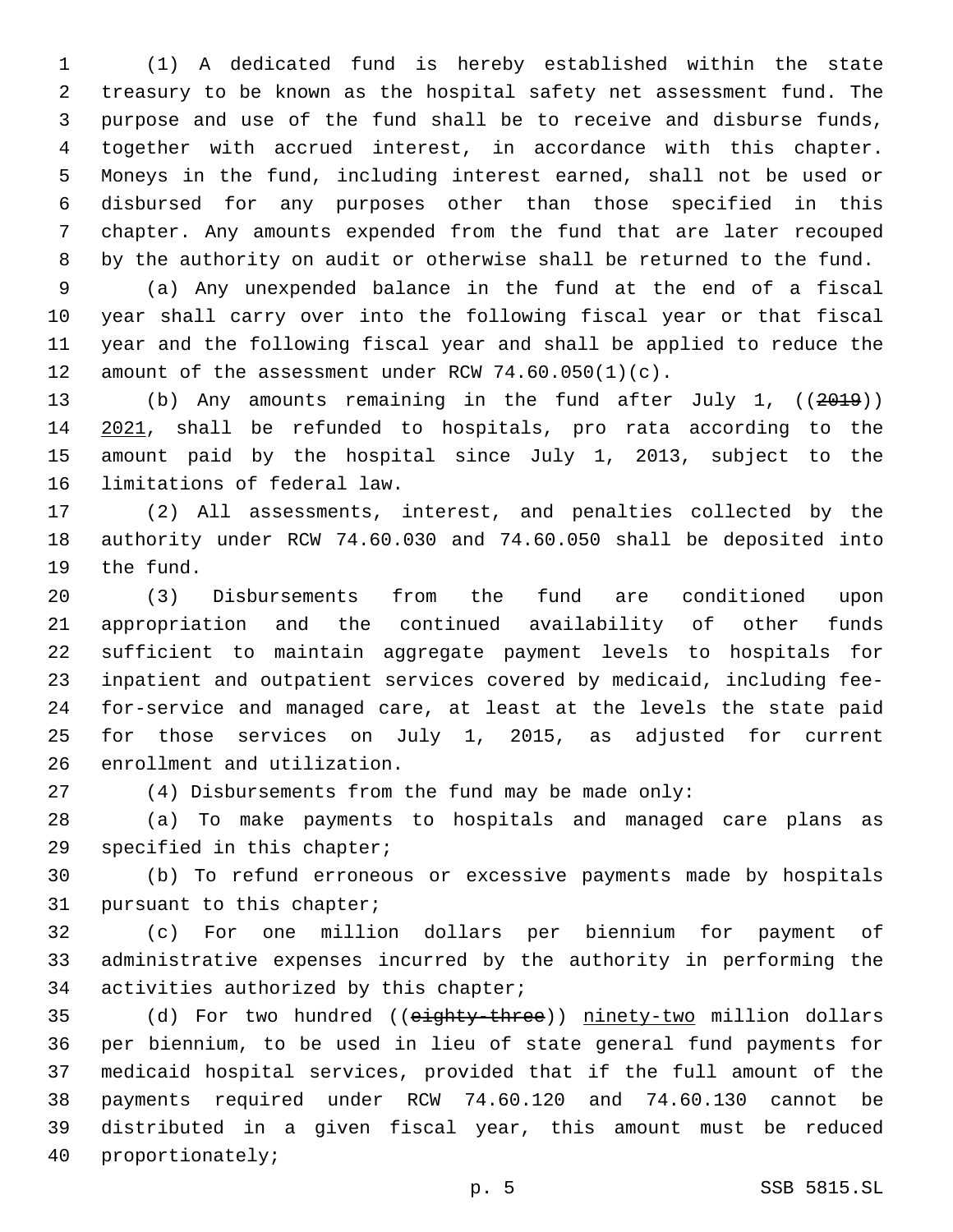(1) A dedicated fund is hereby established within the state treasury to be known as the hospital safety net assessment fund. The purpose and use of the fund shall be to receive and disburse funds, together with accrued interest, in accordance with this chapter. Moneys in the fund, including interest earned, shall not be used or disbursed for any purposes other than those specified in this chapter. Any amounts expended from the fund that are later recouped by the authority on audit or otherwise shall be returned to the fund.

(a) Any unexpended balance in the fund at the end of a fiscal year shall carry over into the following fiscal year or that fiscal year and the following fiscal year and shall be applied to reduce the amount of the assessment under RCW 74.60.050(1)(c).

(b) Any amounts remaining in the fund after July 1, ((~~2019~~)) <u>2021</u>, shall be refunded to hospitals, pro rata according to the amount paid by the hospital since July 1, 2013, subject to the limitations of federal law.

(2) All assessments, interest, and penalties collected by the authority under RCW 74.60.030 and 74.60.050 shall be deposited into the fund.

(3) Disbursements from the fund are conditioned upon appropriation and the continued availability of other funds sufficient to maintain aggregate payment levels to hospitals for inpatient and outpatient services covered by medicaid, including fee-for-service and managed care, at least at the levels the state paid for those services on July 1, 2015, as adjusted for current enrollment and utilization.

(4) Disbursements from the fund may be made only:

(a) To make payments to hospitals and managed care plans as specified in this chapter;

(b) To refund erroneous or excessive payments made by hospitals pursuant to this chapter;

(c) For one million dollars per biennium for payment of administrative expenses incurred by the authority in performing the activities authorized by this chapter;

(d) For two hundred ((~~eighty-three~~)) <u>ninety-two</u> million dollars per biennium, to be used in lieu of state general fund payments for medicaid hospital services, provided that if the full amount of the payments required under RCW 74.60.120 and 74.60.130 cannot be distributed in a given fiscal year, this amount must be reduced proportionately;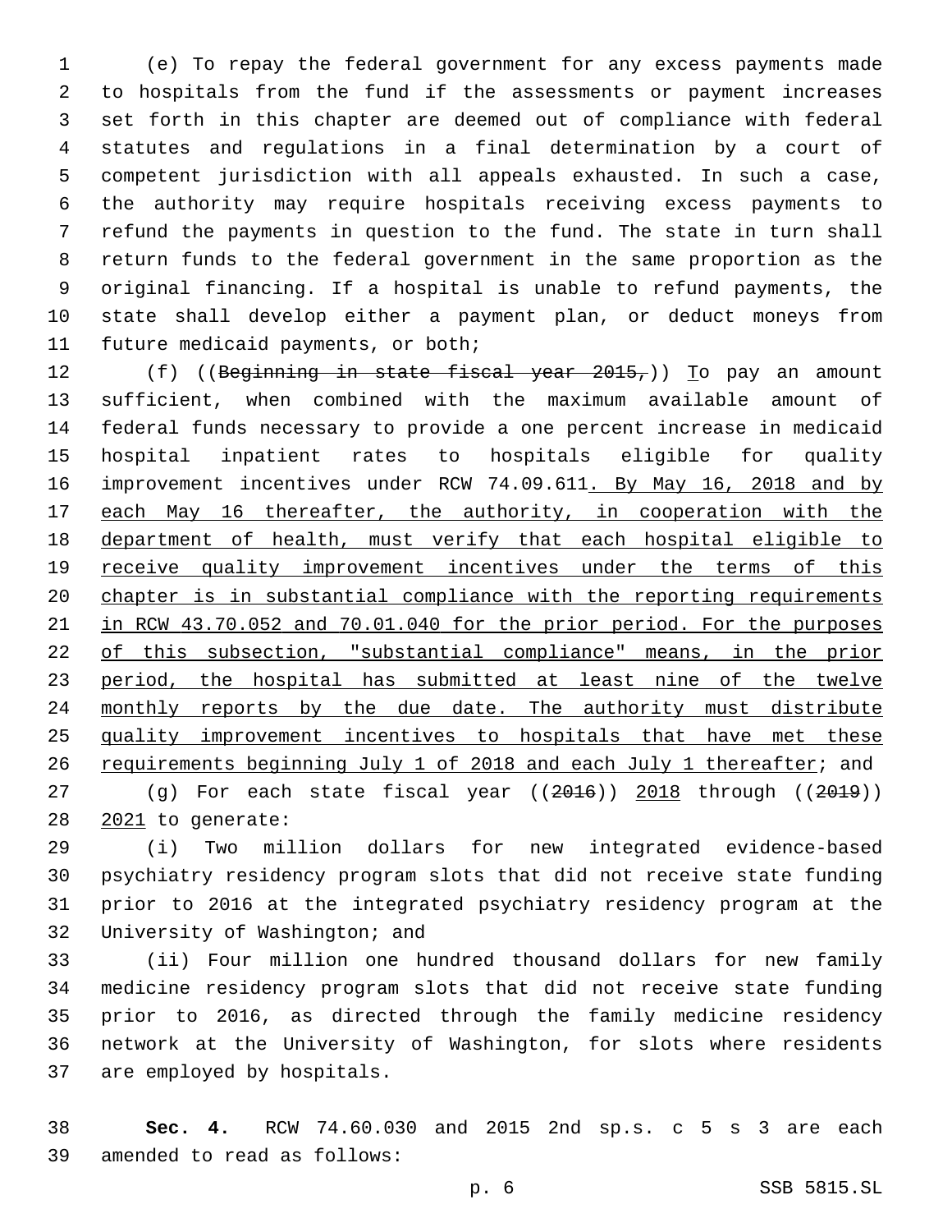(e) To repay the federal government for any excess payments made to hospitals from the fund if the assessments or payment increases set forth in this chapter are deemed out of compliance with federal statutes and regulations in a final determination by a court of competent jurisdiction with all appeals exhausted. In such a case, the authority may require hospitals receiving excess payments to refund the payments in question to the fund. The state in turn shall return funds to the federal government in the same proportion as the original financing. If a hospital is unable to refund payments, the state shall develop either a payment plan, or deduct moneys from future medicaid payments, or both;

(f) ((~~Beginning in state fiscal year 2015,~~)) To pay an amount sufficient, when combined with the maximum available amount of federal funds necessary to provide a one percent increase in medicaid hospital inpatient rates to hospitals eligible for quality improvement incentives under RCW 74.09.611. By May 16, 2018 and by each May 16 thereafter, the authority, in cooperation with the department of health, must verify that each hospital eligible to receive quality improvement incentives under the terms of this chapter is in substantial compliance with the reporting requirements in RCW 43.70.052 and 70.01.040 for the prior period. For the purposes of this subsection, "substantial compliance" means, in the prior period, the hospital has submitted at least nine of the twelve monthly reports by the due date. The authority must distribute quality improvement incentives to hospitals that have met these requirements beginning July 1 of 2018 and each July 1 thereafter; and

(g) For each state fiscal year ((~~2016~~)) 2018 through ((~~2019~~)) 2021 to generate:

(i) Two million dollars for new integrated evidence-based psychiatry residency program slots that did not receive state funding prior to 2016 at the integrated psychiatry residency program at the University of Washington; and

(ii) Four million one hundred thousand dollars for new family medicine residency program slots that did not receive state funding prior to 2016, as directed through the family medicine residency network at the University of Washington, for slots where residents are employed by hospitals.

**Sec. 4.** RCW 74.60.030 and 2015 2nd sp.s. c 5 s 3 are each amended to read as follows: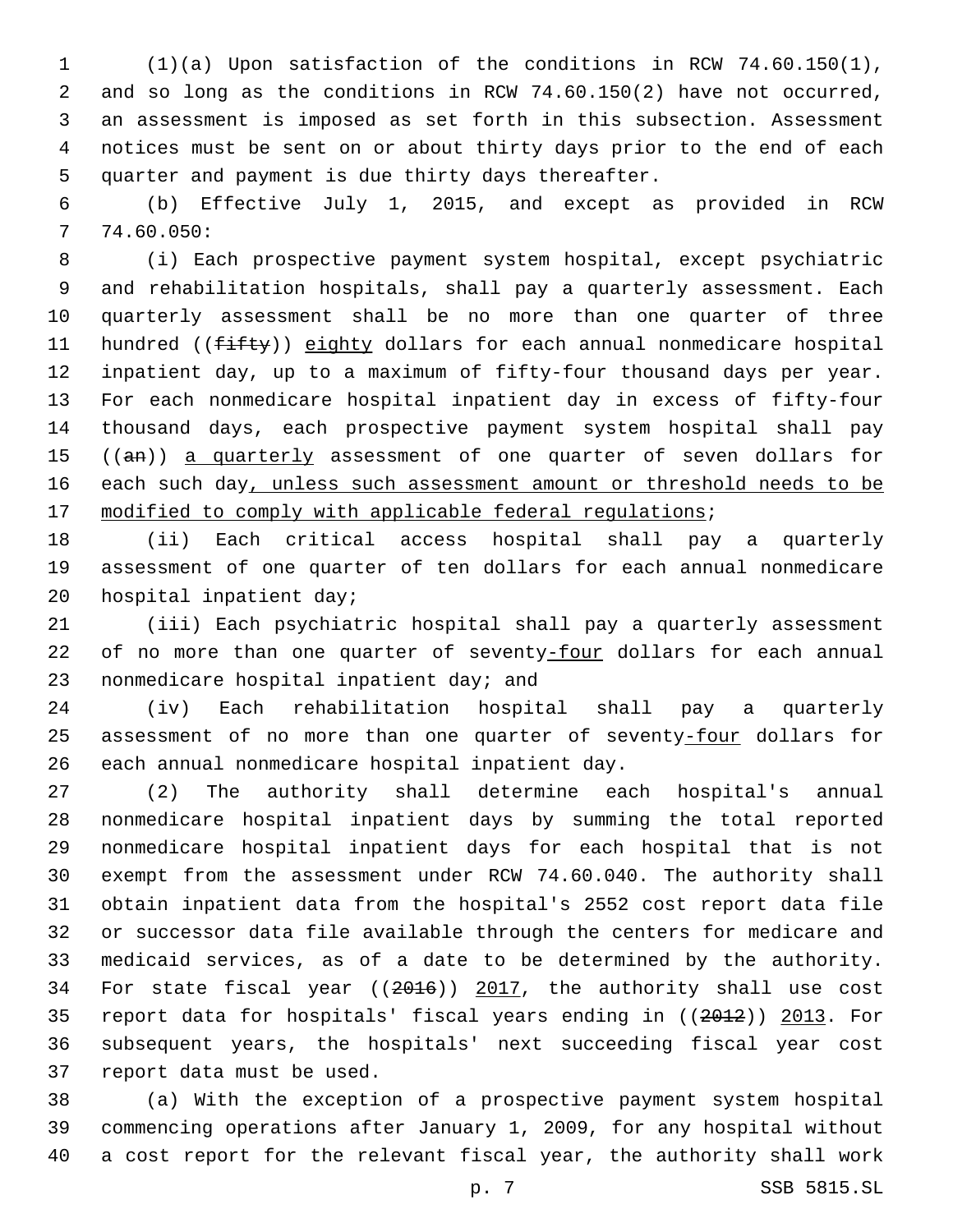(1)(a) Upon satisfaction of the conditions in RCW 74.60.150(1), and so long as the conditions in RCW 74.60.150(2) have not occurred, an assessment is imposed as set forth in this subsection. Assessment notices must be sent on or about thirty days prior to the end of each quarter and payment is due thirty days thereafter.

(b) Effective July 1, 2015, and except as provided in RCW 74.60.050:

(i) Each prospective payment system hospital, except psychiatric and rehabilitation hospitals, shall pay a quarterly assessment. Each quarterly assessment shall be no more than one quarter of three hundred ((~~fifty~~)) eighty dollars for each annual nonmedicare hospital inpatient day, up to a maximum of fifty-four thousand days per year. For each nonmedicare hospital inpatient day in excess of fifty-four thousand days, each prospective payment system hospital shall pay ((~~an~~)) a quarterly assessment of one quarter of seven dollars for each such day, unless such assessment amount or threshold needs to be modified to comply with applicable federal regulations;

(ii) Each critical access hospital shall pay a quarterly assessment of one quarter of ten dollars for each annual nonmedicare hospital inpatient day;

(iii) Each psychiatric hospital shall pay a quarterly assessment of no more than one quarter of seventy-four dollars for each annual nonmedicare hospital inpatient day; and

(iv) Each rehabilitation hospital shall pay a quarterly assessment of no more than one quarter of seventy-four dollars for each annual nonmedicare hospital inpatient day.

(2) The authority shall determine each hospital's annual nonmedicare hospital inpatient days by summing the total reported nonmedicare hospital inpatient days for each hospital that is not exempt from the assessment under RCW 74.60.040. The authority shall obtain inpatient data from the hospital's 2552 cost report data file or successor data file available through the centers for medicare and medicaid services, as of a date to be determined by the authority. For state fiscal year ((~~2016~~)) 2017, the authority shall use cost report data for hospitals' fiscal years ending in ((~~2012~~)) 2013. For subsequent years, the hospitals' next succeeding fiscal year cost report data must be used.

(a) With the exception of a prospective payment system hospital commencing operations after January 1, 2009, for any hospital without a cost report for the relevant fiscal year, the authority shall work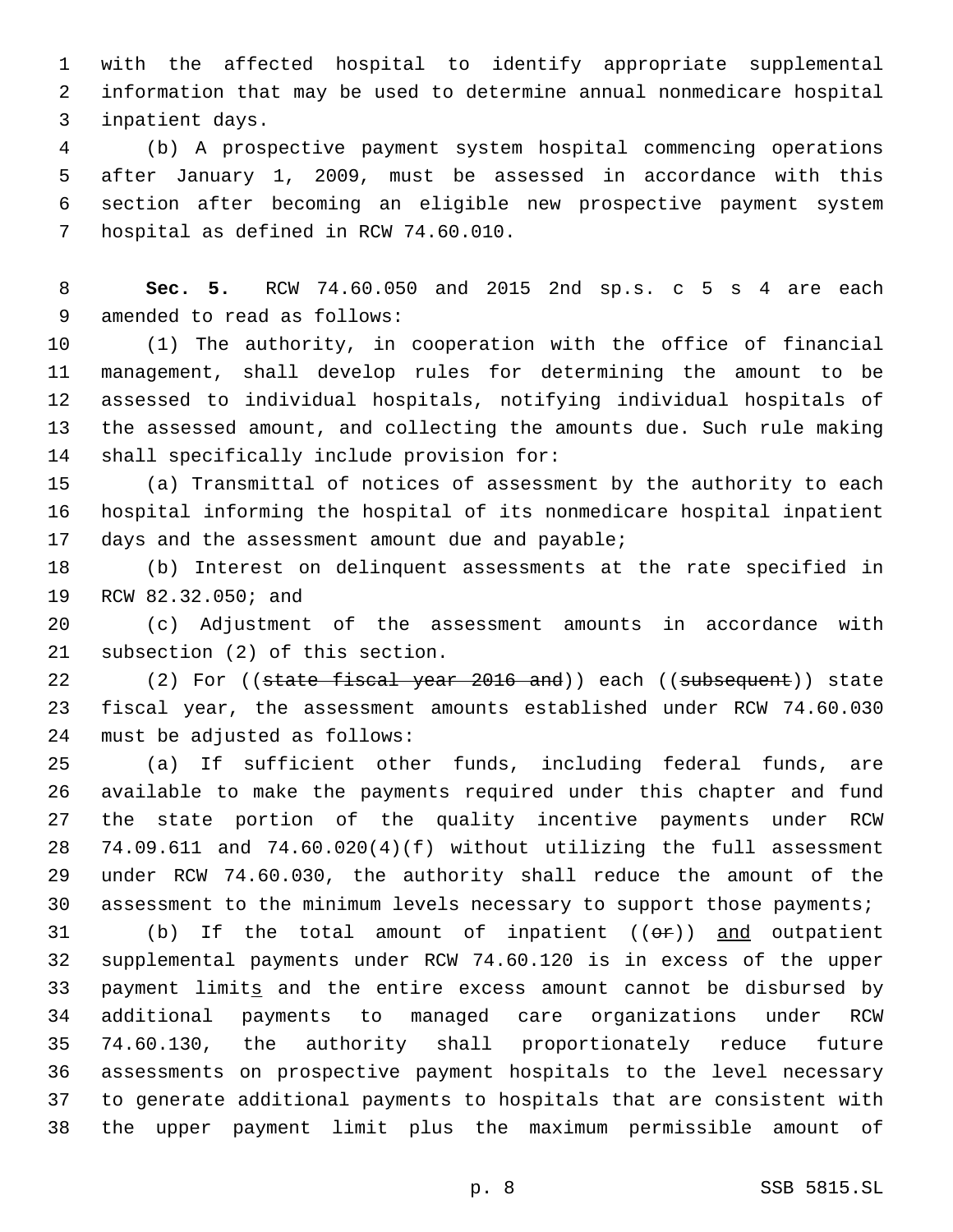with the affected hospital to identify appropriate supplemental information that may be used to determine annual nonmedicare hospital inpatient days.

(b) A prospective payment system hospital commencing operations after January 1, 2009, must be assessed in accordance with this section after becoming an eligible new prospective payment system hospital as defined in RCW 74.60.010.

**Sec. 5.** RCW 74.60.050 and 2015 2nd sp.s. c 5 s 4 are each amended to read as follows:

(1) The authority, in cooperation with the office of financial management, shall develop rules for determining the amount to be assessed to individual hospitals, notifying individual hospitals of the assessed amount, and collecting the amounts due. Such rule making shall specifically include provision for:

(a) Transmittal of notices of assessment by the authority to each hospital informing the hospital of its nonmedicare hospital inpatient days and the assessment amount due and payable;

(b) Interest on delinquent assessments at the rate specified in RCW 82.32.050; and

(c) Adjustment of the assessment amounts in accordance with subsection (2) of this section.

(2) For ((~~state fiscal year 2016 and~~)) each ((~~subsequent~~)) state fiscal year, the assessment amounts established under RCW 74.60.030 must be adjusted as follows:

(a) If sufficient other funds, including federal funds, are available to make the payments required under this chapter and fund the state portion of the quality incentive payments under RCW 74.09.611 and 74.60.020(4)(f) without utilizing the full assessment under RCW 74.60.030, the authority shall reduce the amount of the assessment to the minimum levels necessary to support those payments;

(b) If the total amount of inpatient ((~~or~~)) <u>and</u> outpatient supplemental payments under RCW 74.60.120 is in excess of the upper payment limit<u>s</u> and the entire excess amount cannot be disbursed by additional payments to managed care organizations under RCW 74.60.130, the authority shall proportionately reduce future assessments on prospective payment hospitals to the level necessary to generate additional payments to hospitals that are consistent with the upper payment limit plus the maximum permissible amount of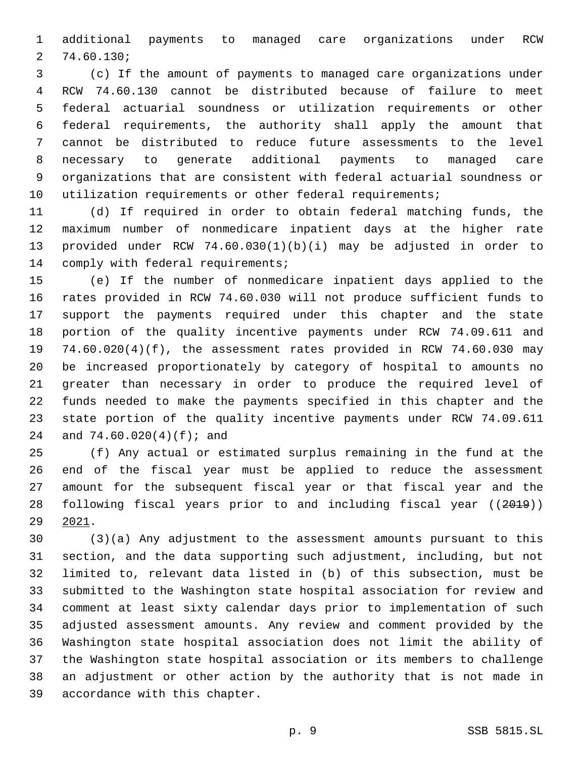additional payments to managed care organizations under RCW 74.60.130;

(c) If the amount of payments to managed care organizations under RCW 74.60.130 cannot be distributed because of failure to meet federal actuarial soundness or utilization requirements or other federal requirements, the authority shall apply the amount that cannot be distributed to reduce future assessments to the level necessary to generate additional payments to managed care organizations that are consistent with federal actuarial soundness or utilization requirements or other federal requirements;

(d) If required in order to obtain federal matching funds, the maximum number of nonmedicare inpatient days at the higher rate provided under RCW 74.60.030(1)(b)(i) may be adjusted in order to comply with federal requirements;

(e) If the number of nonmedicare inpatient days applied to the rates provided in RCW 74.60.030 will not produce sufficient funds to support the payments required under this chapter and the state portion of the quality incentive payments under RCW 74.09.611 and 74.60.020(4)(f), the assessment rates provided in RCW 74.60.030 may be increased proportionately by category of hospital to amounts no greater than necessary in order to produce the required level of funds needed to make the payments specified in this chapter and the state portion of the quality incentive payments under RCW 74.09.611 and 74.60.020(4)(f); and

(f) Any actual or estimated surplus remaining in the fund at the end of the fiscal year must be applied to reduce the assessment amount for the subsequent fiscal year or that fiscal year and the following fiscal years prior to and including fiscal year ((~~2019~~)) <u>2021</u>.

(3)(a) Any adjustment to the assessment amounts pursuant to this section, and the data supporting such adjustment, including, but not limited to, relevant data listed in (b) of this subsection, must be submitted to the Washington state hospital association for review and comment at least sixty calendar days prior to implementation of such adjusted assessment amounts. Any review and comment provided by the Washington state hospital association does not limit the ability of the Washington state hospital association or its members to challenge an adjustment or other action by the authority that is not made in accordance with this chapter.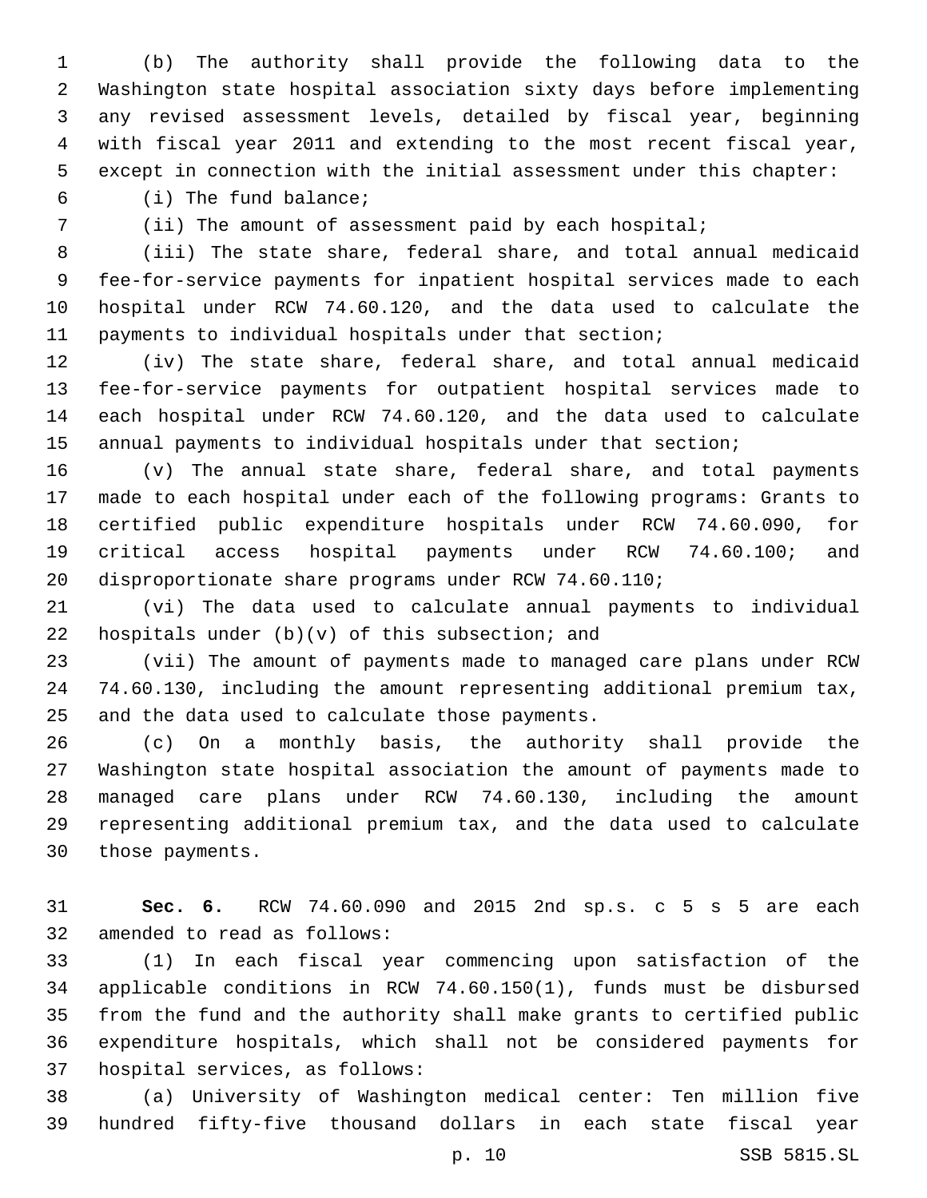(b) The authority shall provide the following data to the Washington state hospital association sixty days before implementing any revised assessment levels, detailed by fiscal year, beginning with fiscal year 2011 and extending to the most recent fiscal year, except in connection with the initial assessment under this chapter:

(i) The fund balance;

(ii) The amount of assessment paid by each hospital;

(iii) The state share, federal share, and total annual medicaid fee-for-service payments for inpatient hospital services made to each hospital under RCW 74.60.120, and the data used to calculate the payments to individual hospitals under that section;

(iv) The state share, federal share, and total annual medicaid fee-for-service payments for outpatient hospital services made to each hospital under RCW 74.60.120, and the data used to calculate annual payments to individual hospitals under that section;

(v) The annual state share, federal share, and total payments made to each hospital under each of the following programs: Grants to certified public expenditure hospitals under RCW 74.60.090, for critical access hospital payments under RCW 74.60.100; and disproportionate share programs under RCW 74.60.110;

(vi) The data used to calculate annual payments to individual hospitals under (b)(v) of this subsection; and

(vii) The amount of payments made to managed care plans under RCW 74.60.130, including the amount representing additional premium tax, and the data used to calculate those payments.

(c) On a monthly basis, the authority shall provide the Washington state hospital association the amount of payments made to managed care plans under RCW 74.60.130, including the amount representing additional premium tax, and the data used to calculate those payments.

**Sec. 6.** RCW 74.60.090 and 2015 2nd sp.s. c 5 s 5 are each amended to read as follows:

(1) In each fiscal year commencing upon satisfaction of the applicable conditions in RCW 74.60.150(1), funds must be disbursed from the fund and the authority shall make grants to certified public expenditure hospitals, which shall not be considered payments for hospital services, as follows:

(a) University of Washington medical center: Ten million five hundred fifty-five thousand dollars in each state fiscal year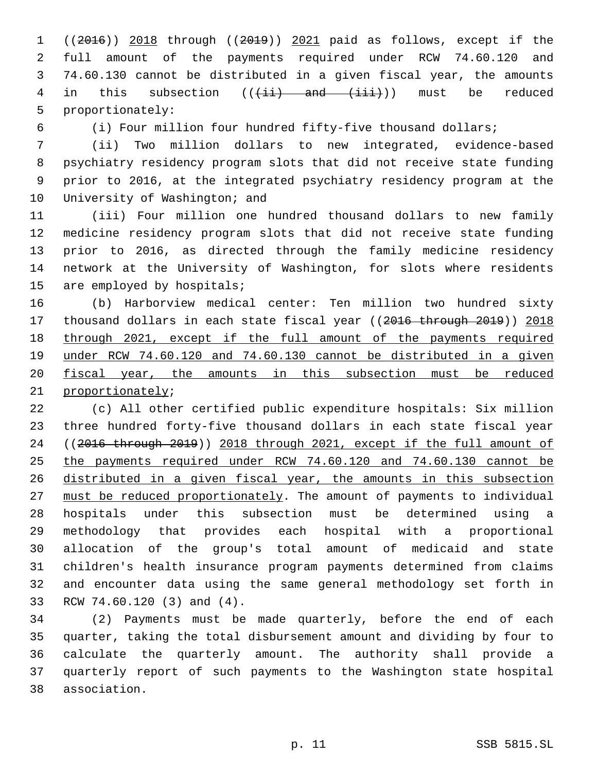((~~2016~~)) <u>2018</u> through ((~~2019~~)) <u>2021</u> paid as follows, except if the full amount of the payments required under RCW 74.60.120 and 74.60.130 cannot be distributed in a given fiscal year, the amounts in this subsection ((~~(ii) and (iii)~~)) must be reduced proportionately:

(i) Four million four hundred fifty-five thousand dollars;

(ii) Two million dollars to new integrated, evidence-based psychiatry residency program slots that did not receive state funding prior to 2016, at the integrated psychiatry residency program at the University of Washington; and

(iii) Four million one hundred thousand dollars to new family medicine residency program slots that did not receive state funding prior to 2016, as directed through the family medicine residency network at the University of Washington, for slots where residents are employed by hospitals;

(b) Harborview medical center: Ten million two hundred sixty thousand dollars in each state fiscal year ((~~2016 through 2019~~)) <u>2018 through 2021, except if the full amount of the payments required under RCW 74.60.120 and 74.60.130 cannot be distributed in a given fiscal year, the amounts in this subsection must be reduced proportionately</u>;

(c) All other certified public expenditure hospitals: Six million three hundred forty-five thousand dollars in each state fiscal year ((~~2016 through 2019~~)) <u>2018 through 2021, except if the full amount of the payments required under RCW 74.60.120 and 74.60.130 cannot be distributed in a given fiscal year, the amounts in this subsection must be reduced proportionately</u>. The amount of payments to individual hospitals under this subsection must be determined using a methodology that provides each hospital with a proportional allocation of the group's total amount of medicaid and state children's health insurance program payments determined from claims and encounter data using the same general methodology set forth in RCW 74.60.120 (3) and (4).

(2) Payments must be made quarterly, before the end of each quarter, taking the total disbursement amount and dividing by four to calculate the quarterly amount. The authority shall provide a quarterly report of such payments to the Washington state hospital association.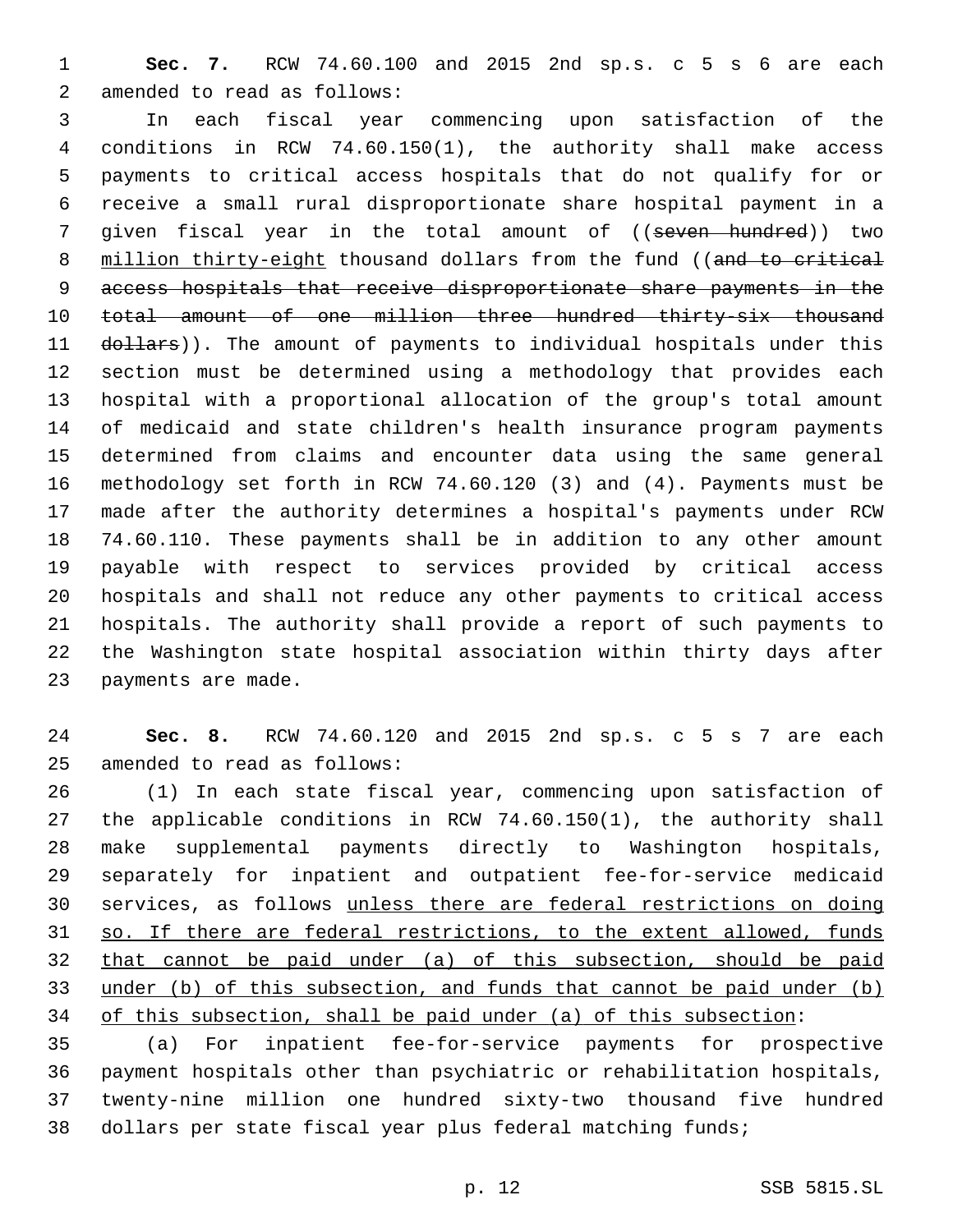**Sec. 7.** RCW 74.60.100 and 2015 2nd sp.s. c 5 s 6 are each amended to read as follows:

In each fiscal year commencing upon satisfaction of the conditions in RCW 74.60.150(1), the authority shall make access payments to critical access hospitals that do not qualify for or receive a small rural disproportionate share hospital payment in a given fiscal year in the total amount of ((~~seven hundred~~)) two million thirty-eight thousand dollars from the fund ((~~and to critical access hospitals that receive disproportionate share payments in the total amount of one million three hundred thirty-six thousand dollars~~)). The amount of payments to individual hospitals under this section must be determined using a methodology that provides each hospital with a proportional allocation of the group's total amount of medicaid and state children's health insurance program payments determined from claims and encounter data using the same general methodology set forth in RCW 74.60.120 (3) and (4). Payments must be made after the authority determines a hospital's payments under RCW 74.60.110. These payments shall be in addition to any other amount payable with respect to services provided by critical access hospitals and shall not reduce any other payments to critical access hospitals. The authority shall provide a report of such payments to the Washington state hospital association within thirty days after payments are made.

**Sec. 8.** RCW 74.60.120 and 2015 2nd sp.s. c 5 s 7 are each amended to read as follows:

(1) In each state fiscal year, commencing upon satisfaction of the applicable conditions in RCW 74.60.150(1), the authority shall make supplemental payments directly to Washington hospitals, separately for inpatient and outpatient fee-for-service medicaid services, as follows unless there are federal restrictions on doing so. If there are federal restrictions, to the extent allowed, funds that cannot be paid under (a) of this subsection, should be paid under (b) of this subsection, and funds that cannot be paid under (b) of this subsection, shall be paid under (a) of this subsection:

(a) For inpatient fee-for-service payments for prospective payment hospitals other than psychiatric or rehabilitation hospitals, twenty-nine million one hundred sixty-two thousand five hundred dollars per state fiscal year plus federal matching funds;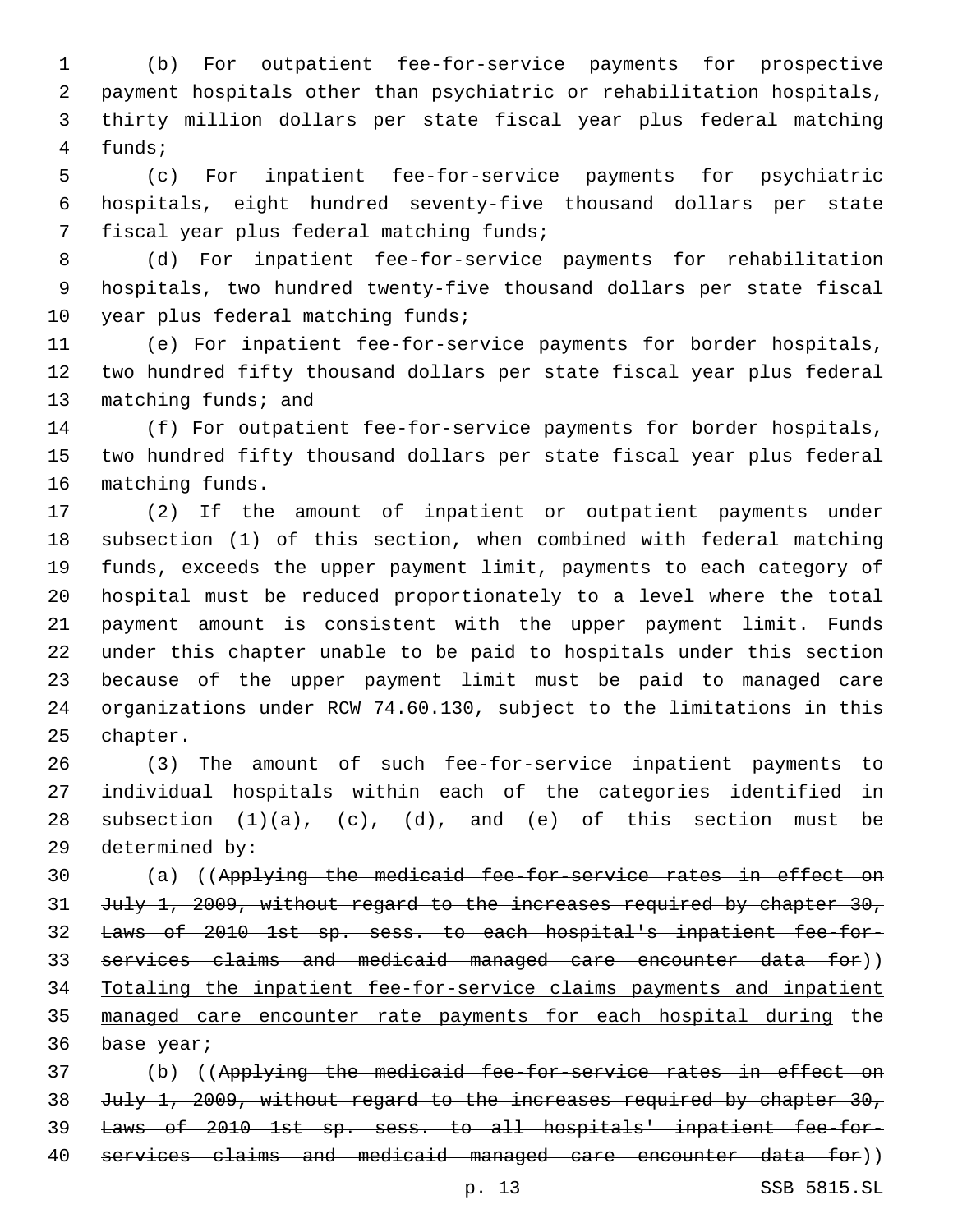(b) For outpatient fee-for-service payments for prospective payment hospitals other than psychiatric or rehabilitation hospitals, thirty million dollars per state fiscal year plus federal matching funds;

(c) For inpatient fee-for-service payments for psychiatric hospitals, eight hundred seventy-five thousand dollars per state fiscal year plus federal matching funds;

(d) For inpatient fee-for-service payments for rehabilitation hospitals, two hundred twenty-five thousand dollars per state fiscal year plus federal matching funds;

(e) For inpatient fee-for-service payments for border hospitals, two hundred fifty thousand dollars per state fiscal year plus federal matching funds; and

(f) For outpatient fee-for-service payments for border hospitals, two hundred fifty thousand dollars per state fiscal year plus federal matching funds.

(2) If the amount of inpatient or outpatient payments under subsection (1) of this section, when combined with federal matching funds, exceeds the upper payment limit, payments to each category of hospital must be reduced proportionately to a level where the total payment amount is consistent with the upper payment limit. Funds under this chapter unable to be paid to hospitals under this section because of the upper payment limit must be paid to managed care organizations under RCW 74.60.130, subject to the limitations in this chapter.

(3) The amount of such fee-for-service inpatient payments to individual hospitals within each of the categories identified in subsection (1)(a), (c), (d), and (e) of this section must be determined by:

(a) ((~~Applying the medicaid fee-for-service rates in effect on July 1, 2009, without regard to the increases required by chapter 30, Laws of 2010 1st sp. sess. to each hospital's inpatient fee-for-services claims and medicaid managed care encounter data for~~)) <u>Totaling the inpatient fee-for-service claims payments and inpatient managed care encounter rate payments for each hospital during</u> the base year;

(b) ((~~Applying the medicaid fee-for-service rates in effect on July 1, 2009, without regard to the increases required by chapter 30, Laws of 2010 1st sp. sess. to all hospitals' inpatient fee-for-services claims and medicaid managed care encounter data for~~))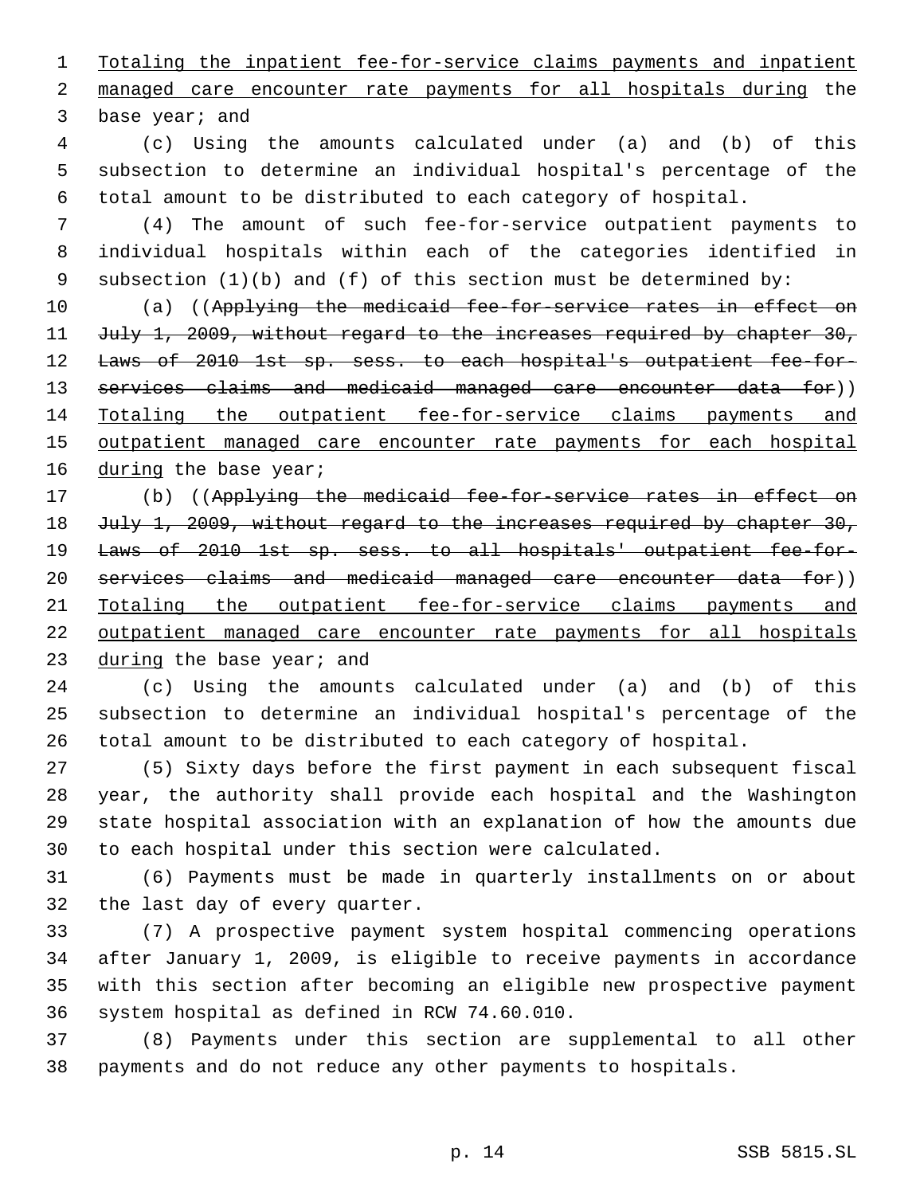Totaling the inpatient fee-for-service claims payments and inpatient managed care encounter rate payments for all hospitals during the base year; and

(c) Using the amounts calculated under (a) and (b) of this subsection to determine an individual hospital's percentage of the total amount to be distributed to each category of hospital.

(4) The amount of such fee-for-service outpatient payments to individual hospitals within each of the categories identified in subsection (1)(b) and (f) of this section must be determined by:

(a) ((~~Applying the medicaid fee-for-service rates in effect on July 1, 2009, without regard to the increases required by chapter 30, Laws of 2010 1st sp. sess. to each hospital's outpatient fee-for-services claims and medicaid managed care encounter data for~~)) Totaling the outpatient fee-for-service claims payments and outpatient managed care encounter rate payments for each hospital during the base year;

(b) ((~~Applying the medicaid fee-for-service rates in effect on July 1, 2009, without regard to the increases required by chapter 30, Laws of 2010 1st sp. sess. to all hospitals' outpatient fee-for-services claims and medicaid managed care encounter data for~~)) Totaling the outpatient fee-for-service claims payments and outpatient managed care encounter rate payments for all hospitals during the base year; and

(c) Using the amounts calculated under (a) and (b) of this subsection to determine an individual hospital's percentage of the total amount to be distributed to each category of hospital.

(5) Sixty days before the first payment in each subsequent fiscal year, the authority shall provide each hospital and the Washington state hospital association with an explanation of how the amounts due to each hospital under this section were calculated.

(6) Payments must be made in quarterly installments on or about the last day of every quarter.

(7) A prospective payment system hospital commencing operations after January 1, 2009, is eligible to receive payments in accordance with this section after becoming an eligible new prospective payment system hospital as defined in RCW 74.60.010.

(8) Payments under this section are supplemental to all other payments and do not reduce any other payments to hospitals.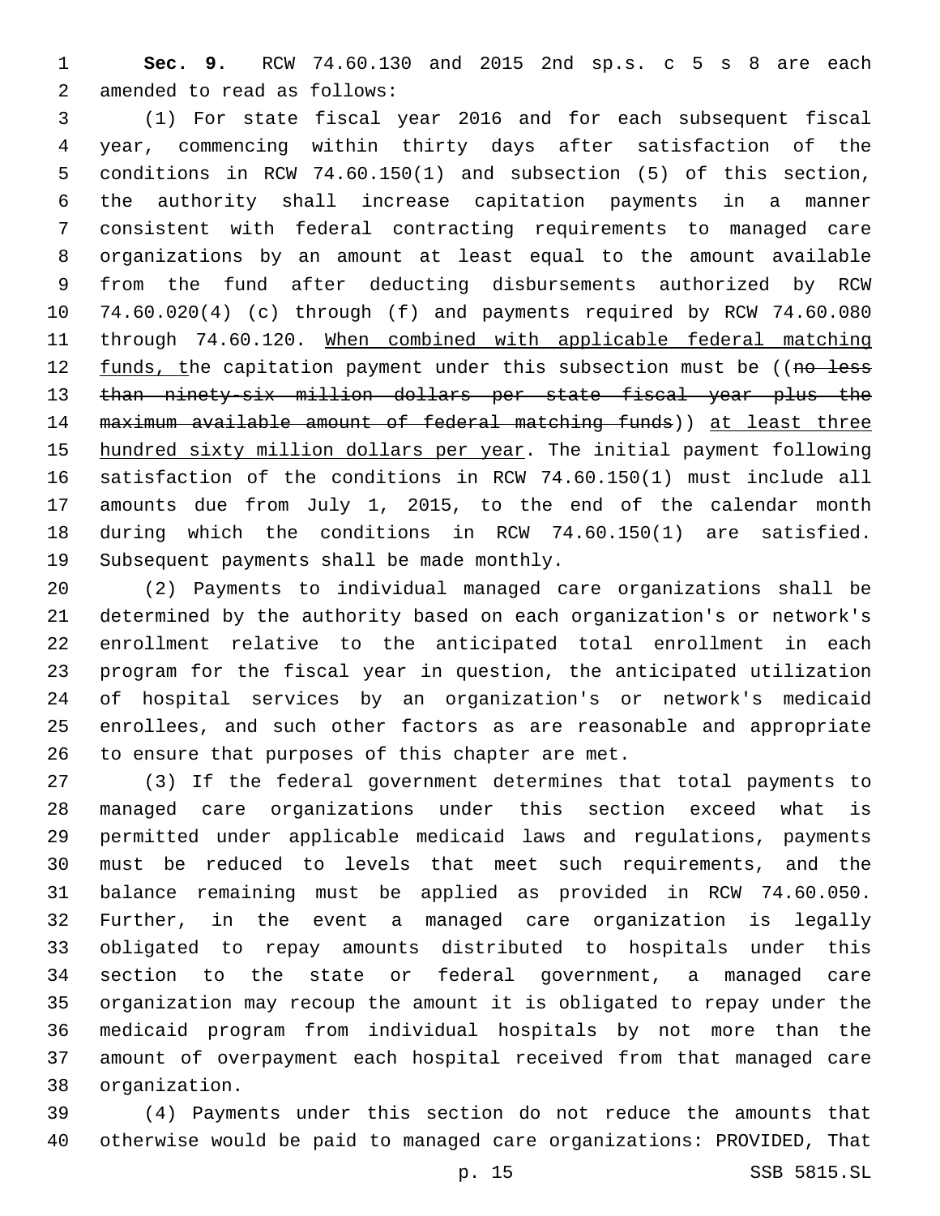**Sec. 9.** RCW 74.60.130 and 2015 2nd sp.s. c 5 s 8 are each amended to read as follows:

(1) For state fiscal year 2016 and for each subsequent fiscal year, commencing within thirty days after satisfaction of the conditions in RCW 74.60.150(1) and subsection (5) of this section, the authority shall increase capitation payments in a manner consistent with federal contracting requirements to managed care organizations by an amount at least equal to the amount available from the fund after deducting disbursements authorized by RCW 74.60.020(4) (c) through (f) and payments required by RCW 74.60.080 through 74.60.120. When combined with applicable federal matching funds, the capitation payment under this subsection must be ((~~no less than ninety-six million dollars per state fiscal year plus the maximum available amount of federal matching funds~~)) at least three hundred sixty million dollars per year. The initial payment following satisfaction of the conditions in RCW 74.60.150(1) must include all amounts due from July 1, 2015, to the end of the calendar month during which the conditions in RCW 74.60.150(1) are satisfied. Subsequent payments shall be made monthly.

(2) Payments to individual managed care organizations shall be determined by the authority based on each organization's or network's enrollment relative to the anticipated total enrollment in each program for the fiscal year in question, the anticipated utilization of hospital services by an organization's or network's medicaid enrollees, and such other factors as are reasonable and appropriate to ensure that purposes of this chapter are met.

(3) If the federal government determines that total payments to managed care organizations under this section exceed what is permitted under applicable medicaid laws and regulations, payments must be reduced to levels that meet such requirements, and the balance remaining must be applied as provided in RCW 74.60.050. Further, in the event a managed care organization is legally obligated to repay amounts distributed to hospitals under this section to the state or federal government, a managed care organization may recoup the amount it is obligated to repay under the medicaid program from individual hospitals by not more than the amount of overpayment each hospital received from that managed care organization.

(4) Payments under this section do not reduce the amounts that otherwise would be paid to managed care organizations: PROVIDED, That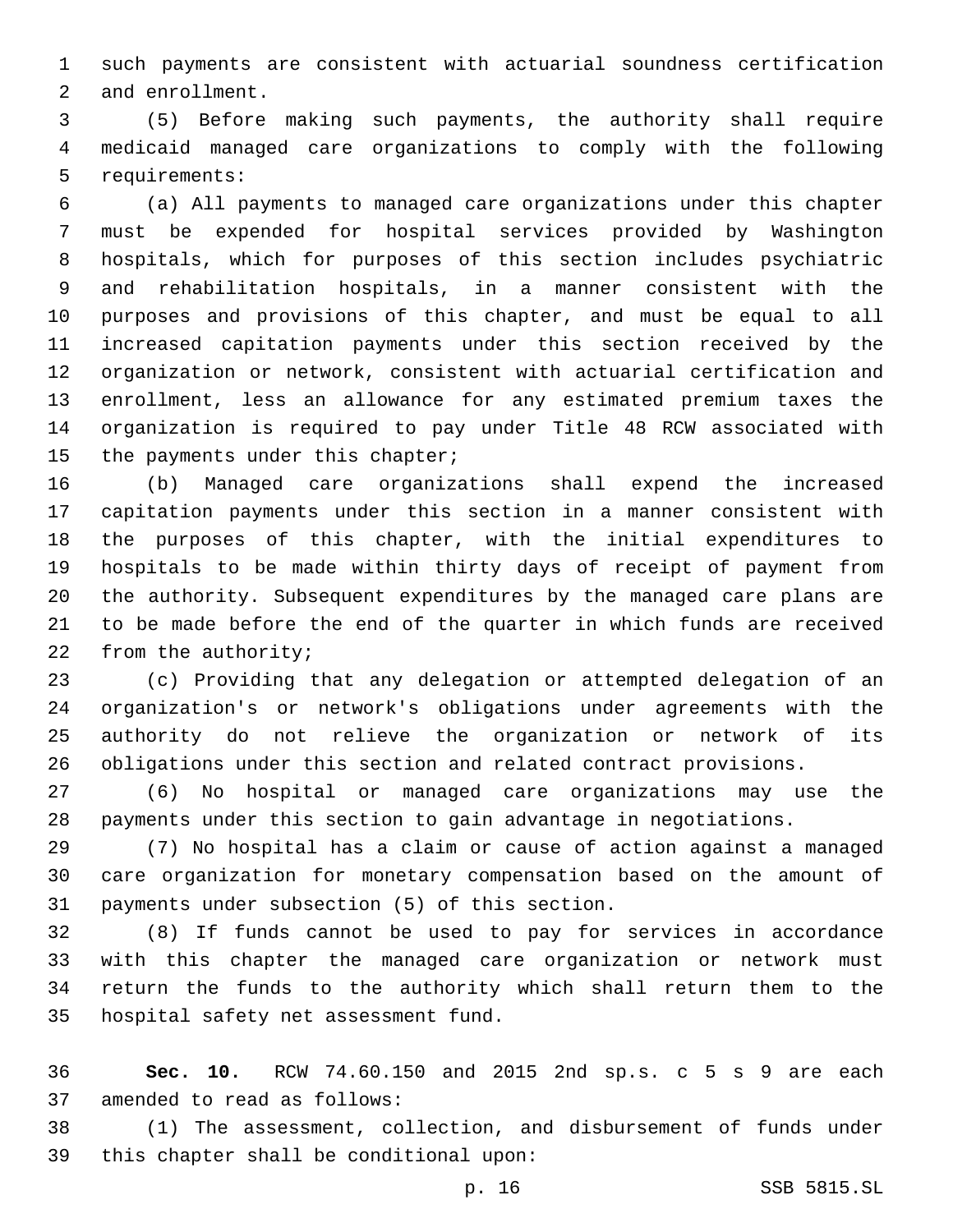such payments are consistent with actuarial soundness certification and enrollment.

(5) Before making such payments, the authority shall require medicaid managed care organizations to comply with the following requirements:

(a) All payments to managed care organizations under this chapter must be expended for hospital services provided by Washington hospitals, which for purposes of this section includes psychiatric and rehabilitation hospitals, in a manner consistent with the purposes and provisions of this chapter, and must be equal to all increased capitation payments under this section received by the organization or network, consistent with actuarial certification and enrollment, less an allowance for any estimated premium taxes the organization is required to pay under Title 48 RCW associated with the payments under this chapter;

(b) Managed care organizations shall expend the increased capitation payments under this section in a manner consistent with the purposes of this chapter, with the initial expenditures to hospitals to be made within thirty days of receipt of payment from the authority. Subsequent expenditures by the managed care plans are to be made before the end of the quarter in which funds are received from the authority;

(c) Providing that any delegation or attempted delegation of an organization's or network's obligations under agreements with the authority do not relieve the organization or network of its obligations under this section and related contract provisions.

(6) No hospital or managed care organizations may use the payments under this section to gain advantage in negotiations.

(7) No hospital has a claim or cause of action against a managed care organization for monetary compensation based on the amount of payments under subsection (5) of this section.

(8) If funds cannot be used to pay for services in accordance with this chapter the managed care organization or network must return the funds to the authority which shall return them to the hospital safety net assessment fund.

**Sec. 10.** RCW 74.60.150 and 2015 2nd sp.s. c 5 s 9 are each amended to read as follows:

(1) The assessment, collection, and disbursement of funds under this chapter shall be conditional upon: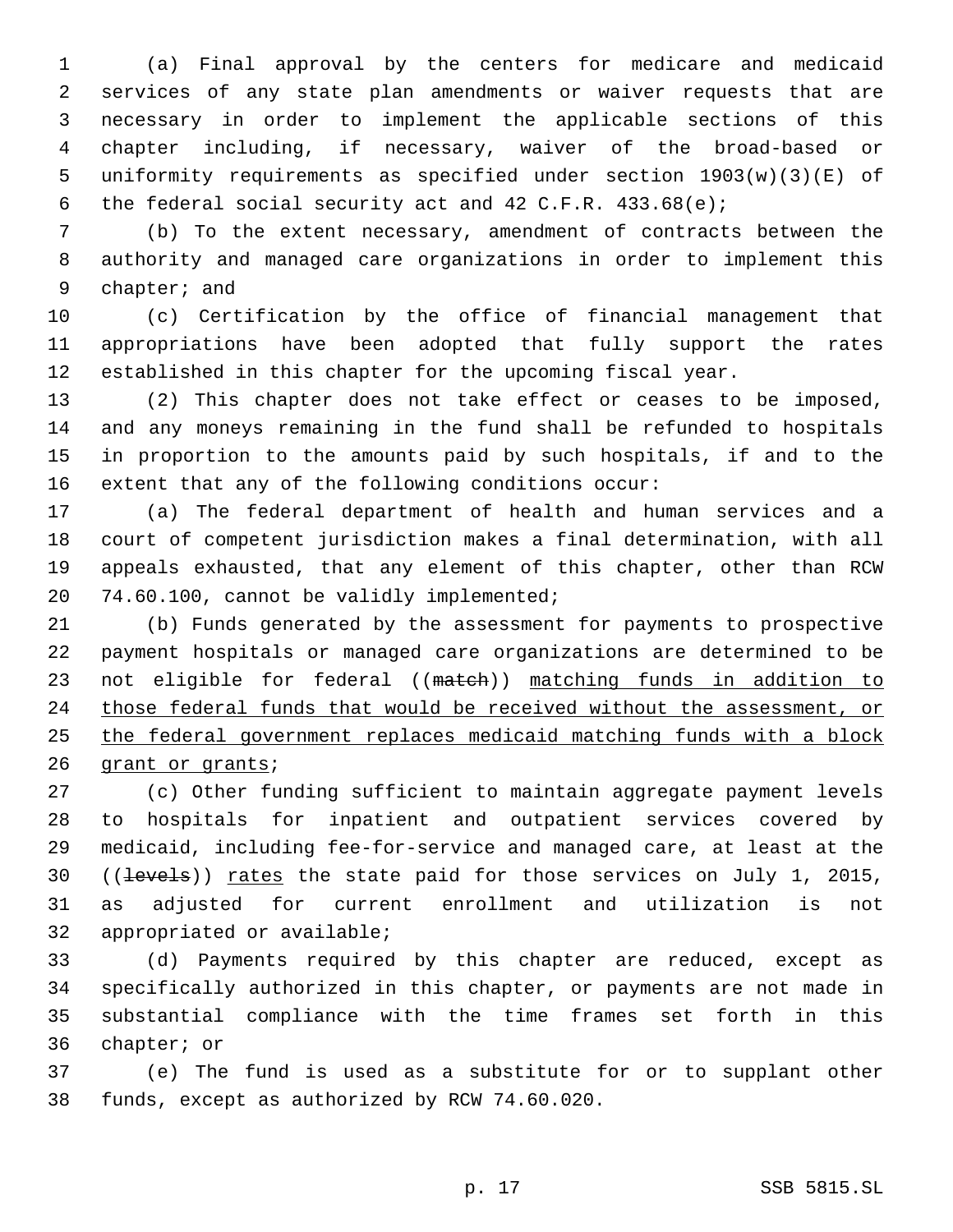(a) Final approval by the centers for medicare and medicaid services of any state plan amendments or waiver requests that are necessary in order to implement the applicable sections of this chapter including, if necessary, waiver of the broad-based or uniformity requirements as specified under section 1903(w)(3)(E) of the federal social security act and 42 C.F.R. 433.68(e);

(b) To the extent necessary, amendment of contracts between the authority and managed care organizations in order to implement this chapter; and

(c) Certification by the office of financial management that appropriations have been adopted that fully support the rates established in this chapter for the upcoming fiscal year.

(2) This chapter does not take effect or ceases to be imposed, and any moneys remaining in the fund shall be refunded to hospitals in proportion to the amounts paid by such hospitals, if and to the extent that any of the following conditions occur:

(a) The federal department of health and human services and a court of competent jurisdiction makes a final determination, with all appeals exhausted, that any element of this chapter, other than RCW 74.60.100, cannot be validly implemented;

(b) Funds generated by the assessment for payments to prospective payment hospitals or managed care organizations are determined to be not eligible for federal ((~~match~~)) <u>matching funds in addition to those federal funds that would be received without the assessment, or the federal government replaces medicaid matching funds with a block grant or grants</u>;

(c) Other funding sufficient to maintain aggregate payment levels to hospitals for inpatient and outpatient services covered by medicaid, including fee-for-service and managed care, at least at the ((~~levels~~)) <u>rates</u> the state paid for those services on July 1, 2015, as adjusted for current enrollment and utilization is not appropriated or available;

(d) Payments required by this chapter are reduced, except as specifically authorized in this chapter, or payments are not made in substantial compliance with the time frames set forth in this chapter; or

(e) The fund is used as a substitute for or to supplant other funds, except as authorized by RCW 74.60.020.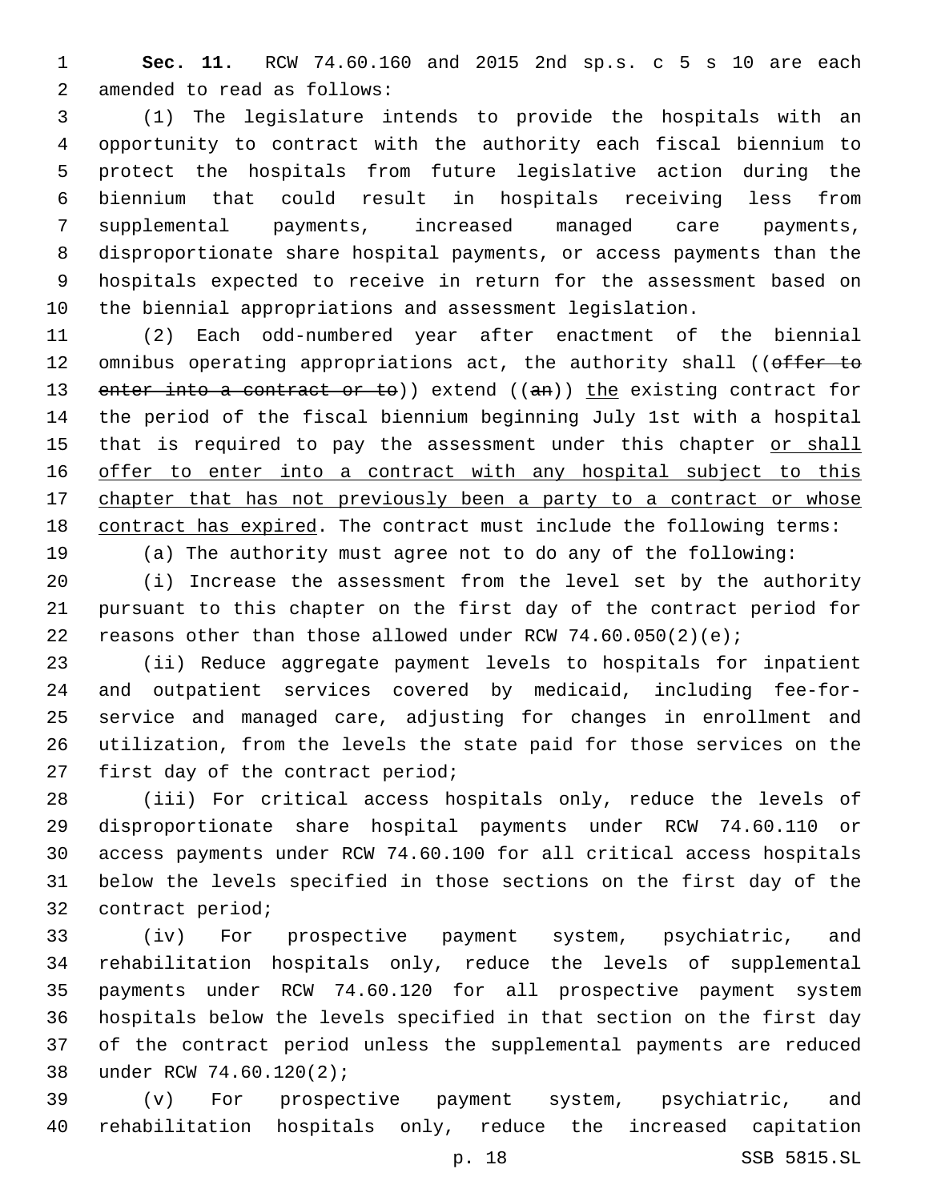**Sec. 11.** RCW 74.60.160 and 2015 2nd sp.s. c 5 s 10 are each amended to read as follows:

(1) The legislature intends to provide the hospitals with an opportunity to contract with the authority each fiscal biennium to protect the hospitals from future legislative action during the biennium that could result in hospitals receiving less from supplemental payments, increased managed care payments, disproportionate share hospital payments, or access payments than the hospitals expected to receive in return for the assessment based on the biennial appropriations and assessment legislation.

(2) Each odd-numbered year after enactment of the biennial omnibus operating appropriations act, the authority shall ((~~offer to enter into a contract or to~~)) extend ((~~an~~)) <u>the</u> existing contract for the period of the fiscal biennium beginning July 1st with a hospital that is required to pay the assessment under this chapter <u>or shall offer to enter into a contract with any hospital subject to this chapter that has not previously been a party to a contract or whose contract has expired</u>. The contract must include the following terms:

(a) The authority must agree not to do any of the following:

(i) Increase the assessment from the level set by the authority pursuant to this chapter on the first day of the contract period for reasons other than those allowed under RCW 74.60.050(2)(e);

(ii) Reduce aggregate payment levels to hospitals for inpatient and outpatient services covered by medicaid, including fee-for-service and managed care, adjusting for changes in enrollment and utilization, from the levels the state paid for those services on the first day of the contract period;

(iii) For critical access hospitals only, reduce the levels of disproportionate share hospital payments under RCW 74.60.110 or access payments under RCW 74.60.100 for all critical access hospitals below the levels specified in those sections on the first day of the contract period;

(iv) For prospective payment system, psychiatric, and rehabilitation hospitals only, reduce the levels of supplemental payments under RCW 74.60.120 for all prospective payment system hospitals below the levels specified in that section on the first day of the contract period unless the supplemental payments are reduced under RCW 74.60.120(2);

(v) For prospective payment system, psychiatric, and rehabilitation hospitals only, reduce the increased capitation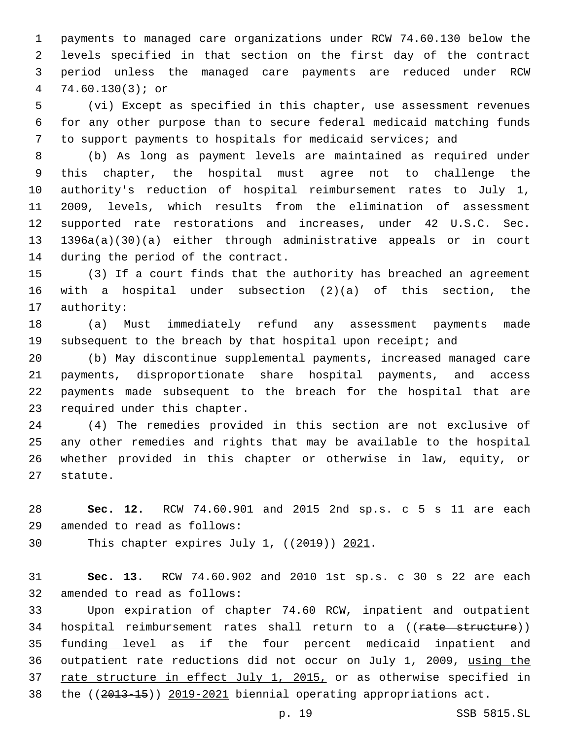payments to managed care organizations under RCW 74.60.130 below the levels specified in that section on the first day of the contract period unless the managed care payments are reduced under RCW 74.60.130(3); or

(vi) Except as specified in this chapter, use assessment revenues for any other purpose than to secure federal medicaid matching funds to support payments to hospitals for medicaid services; and

(b) As long as payment levels are maintained as required under this chapter, the hospital must agree not to challenge the authority's reduction of hospital reimbursement rates to July 1, 2009, levels, which results from the elimination of assessment supported rate restorations and increases, under 42 U.S.C. Sec. 1396a(a)(30)(a) either through administrative appeals or in court during the period of the contract.

(3) If a court finds that the authority has breached an agreement with a hospital under subsection (2)(a) of this section, the authority:

(a) Must immediately refund any assessment payments made subsequent to the breach by that hospital upon receipt; and

(b) May discontinue supplemental payments, increased managed care payments, disproportionate share hospital payments, and access payments made subsequent to the breach for the hospital that are required under this chapter.

(4) The remedies provided in this section are not exclusive of any other remedies and rights that may be available to the hospital whether provided in this chapter or otherwise in law, equity, or statute.

**Sec. 12.** RCW 74.60.901 and 2015 2nd sp.s. c 5 s 11 are each amended to read as follows:

This chapter expires July 1, ((~~2019~~)) <u>2021</u>.

**Sec. 13.** RCW 74.60.902 and 2010 1st sp.s. c 30 s 22 are each amended to read as follows:

Upon expiration of chapter 74.60 RCW, inpatient and outpatient hospital reimbursement rates shall return to a ((~~rate structure~~)) <u>funding level</u> as if the four percent medicaid inpatient and outpatient rate reductions did not occur on July 1, 2009, <u>using the rate structure in effect July 1, 2015,</u> or as otherwise specified in the ((~~2013-15~~)) <u>2019-2021</u> biennial operating appropriations act.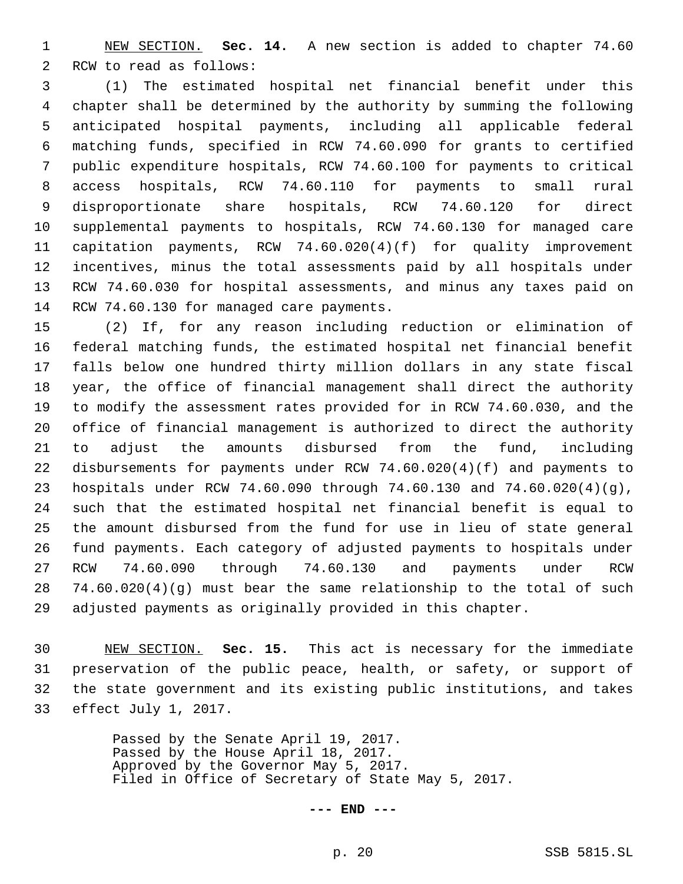NEW SECTION. **Sec. 14.** A new section is added to chapter 74.60 RCW to read as follows:

(1) The estimated hospital net financial benefit under this chapter shall be determined by the authority by summing the following anticipated hospital payments, including all applicable federal matching funds, specified in RCW 74.60.090 for grants to certified public expenditure hospitals, RCW 74.60.100 for payments to critical access hospitals, RCW 74.60.110 for payments to small rural disproportionate share hospitals, RCW 74.60.120 for direct supplemental payments to hospitals, RCW 74.60.130 for managed care capitation payments, RCW 74.60.020(4)(f) for quality improvement incentives, minus the total assessments paid by all hospitals under RCW 74.60.030 for hospital assessments, and minus any taxes paid on RCW 74.60.130 for managed care payments.

(2) If, for any reason including reduction or elimination of federal matching funds, the estimated hospital net financial benefit falls below one hundred thirty million dollars in any state fiscal year, the office of financial management shall direct the authority to modify the assessment rates provided for in RCW 74.60.030, and the office of financial management is authorized to direct the authority to adjust the amounts disbursed from the fund, including disbursements for payments under RCW 74.60.020(4)(f) and payments to hospitals under RCW 74.60.090 through 74.60.130 and 74.60.020(4)(g), such that the estimated hospital net financial benefit is equal to the amount disbursed from the fund for use in lieu of state general fund payments. Each category of adjusted payments to hospitals under RCW 74.60.090 through 74.60.130 and payments under RCW 74.60.020(4)(g) must bear the same relationship to the total of such adjusted payments as originally provided in this chapter.

NEW SECTION. **Sec. 15.** This act is necessary for the immediate preservation of the public peace, health, or safety, or support of the state government and its existing public institutions, and takes effect July 1, 2017.

Passed by the Senate April 19, 2017.
Passed by the House April 18, 2017.
Approved by the Governor May 5, 2017.
Filed in Office of Secretary of State May 5, 2017.

**--- END ---**